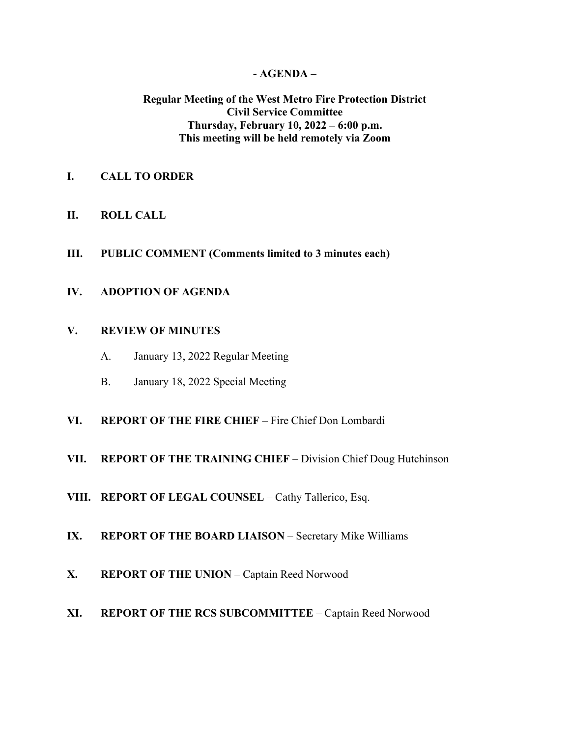**- AGENDA –**

**Regular Meeting of the West Metro Fire Protection District**
**Civil Service Committee**
**Thursday, February 10, 2022 – 6:00 p.m.**
**This meeting will be held remotely via Zoom**

**I. CALL TO ORDER**

**II. ROLL CALL**

**III. PUBLIC COMMENT (Comments limited to 3 minutes each)**

**IV. ADOPTION OF AGENDA**

**V. REVIEW OF MINUTES**

A. January 13, 2022 Regular Meeting

B. January 18, 2022 Special Meeting

**VI. REPORT OF THE FIRE CHIEF** – Fire Chief Don Lombardi

**VII. REPORT OF THE TRAINING CHIEF** – Division Chief Doug Hutchinson

**VIII. REPORT OF LEGAL COUNSEL** – Cathy Tallerico, Esq.

**IX. REPORT OF THE BOARD LIAISON** – Secretary Mike Williams

**X. REPORT OF THE UNION** – Captain Reed Norwood

**XI. REPORT OF THE RCS SUBCOMMITTEE** – Captain Reed Norwood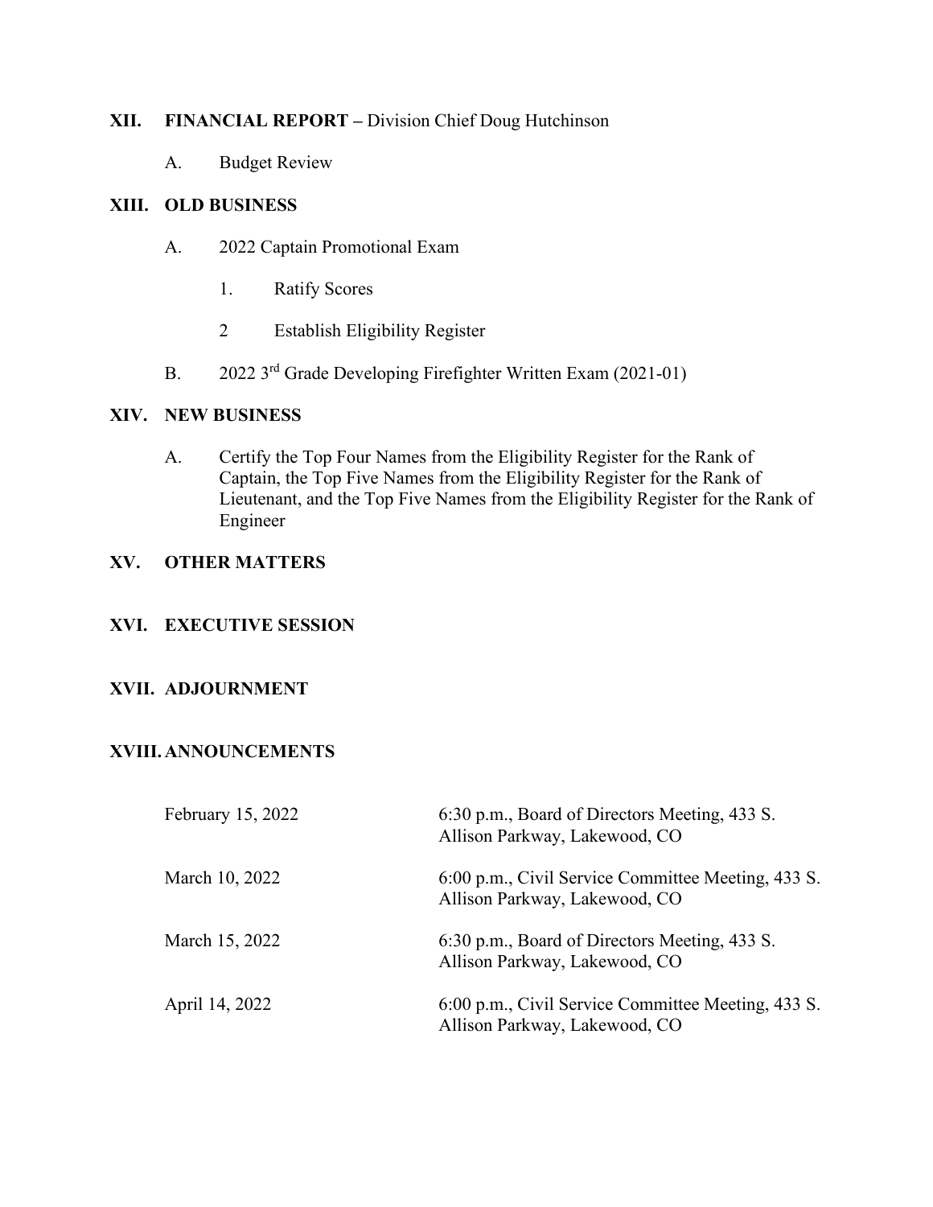## XII. FINANCIAL REPORT – Division Chief Doug Hutchinson

A. Budget Review

## XIII. OLD BUSINESS

A. 2022 Captain Promotional Exam

1. Ratify Scores

2 Establish Eligibility Register

B. 2022 3rd Grade Developing Firefighter Written Exam (2021-01)

## XIV. NEW BUSINESS

A. Certify the Top Four Names from the Eligibility Register for the Rank of Captain, the Top Five Names from the Eligibility Register for the Rank of Lieutenant, and the Top Five Names from the Eligibility Register for the Rank of Engineer

## XV. OTHER MATTERS

## XVI. EXECUTIVE SESSION

## XVII. ADJOURNMENT

## XVIII. ANNOUNCEMENTS

| | |
|---|---|
| February 15, 2022 | 6:30 p.m., Board of Directors Meeting, 433 S. Allison Parkway, Lakewood, CO |
| March 10, 2022 | 6:00 p.m., Civil Service Committee Meeting, 433 S. Allison Parkway, Lakewood, CO |
| March 15, 2022 | 6:30 p.m., Board of Directors Meeting, 433 S. Allison Parkway, Lakewood, CO |
| April 14, 2022 | 6:00 p.m., Civil Service Committee Meeting, 433 S. Allison Parkway, Lakewood, CO |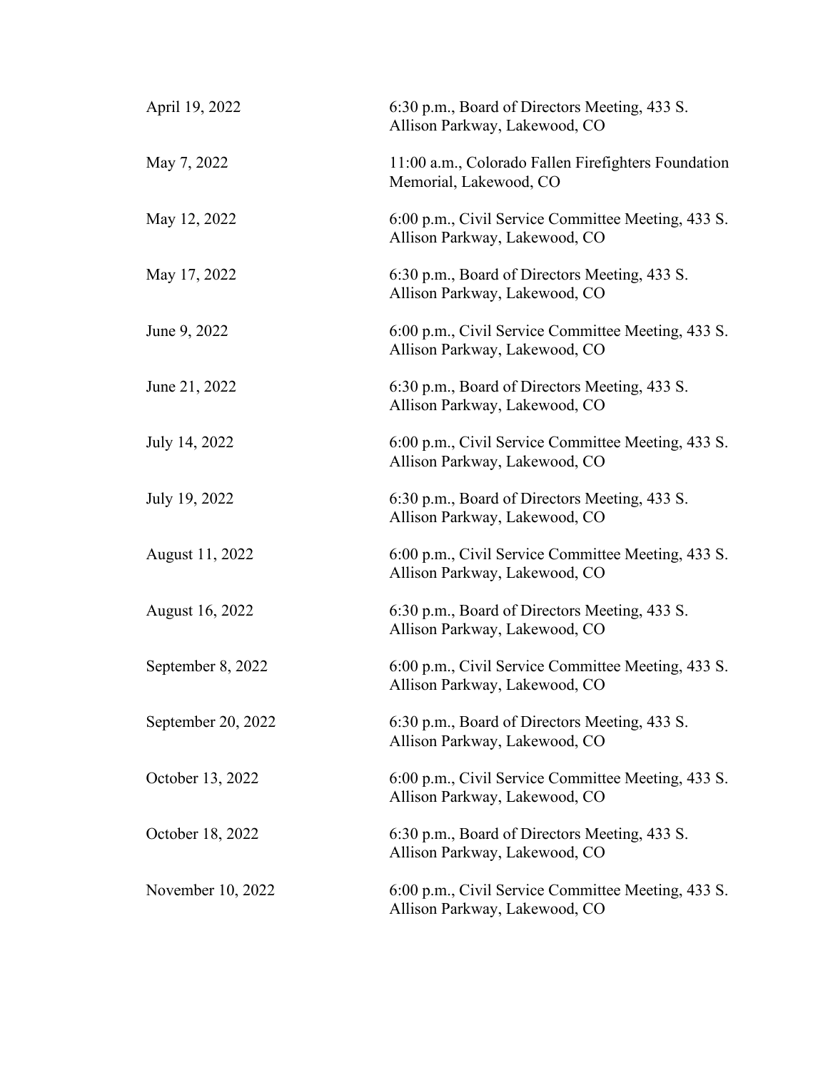| | |
|---|---|
| April 19, 2022 | 6:30 p.m., Board of Directors Meeting, 433 S. Allison Parkway, Lakewood, CO |
| May 7, 2022 | 11:00 a.m., Colorado Fallen Firefighters Foundation Memorial, Lakewood, CO |
| May 12, 2022 | 6:00 p.m., Civil Service Committee Meeting, 433 S. Allison Parkway, Lakewood, CO |
| May 17, 2022 | 6:30 p.m., Board of Directors Meeting, 433 S. Allison Parkway, Lakewood, CO |
| June 9, 2022 | 6:00 p.m., Civil Service Committee Meeting, 433 S. Allison Parkway, Lakewood, CO |
| June 21, 2022 | 6:30 p.m., Board of Directors Meeting, 433 S. Allison Parkway, Lakewood, CO |
| July 14, 2022 | 6:00 p.m., Civil Service Committee Meeting, 433 S. Allison Parkway, Lakewood, CO |
| July 19, 2022 | 6:30 p.m., Board of Directors Meeting, 433 S. Allison Parkway, Lakewood, CO |
| August 11, 2022 | 6:00 p.m., Civil Service Committee Meeting, 433 S. Allison Parkway, Lakewood, CO |
| August 16, 2022 | 6:30 p.m., Board of Directors Meeting, 433 S. Allison Parkway, Lakewood, CO |
| September 8, 2022 | 6:00 p.m., Civil Service Committee Meeting, 433 S. Allison Parkway, Lakewood, CO |
| September 20, 2022 | 6:30 p.m., Board of Directors Meeting, 433 S. Allison Parkway, Lakewood, CO |
| October 13, 2022 | 6:00 p.m., Civil Service Committee Meeting, 433 S. Allison Parkway, Lakewood, CO |
| October 18, 2022 | 6:30 p.m., Board of Directors Meeting, 433 S. Allison Parkway, Lakewood, CO |
| November 10, 2022 | 6:00 p.m., Civil Service Committee Meeting, 433 S. Allison Parkway, Lakewood, CO |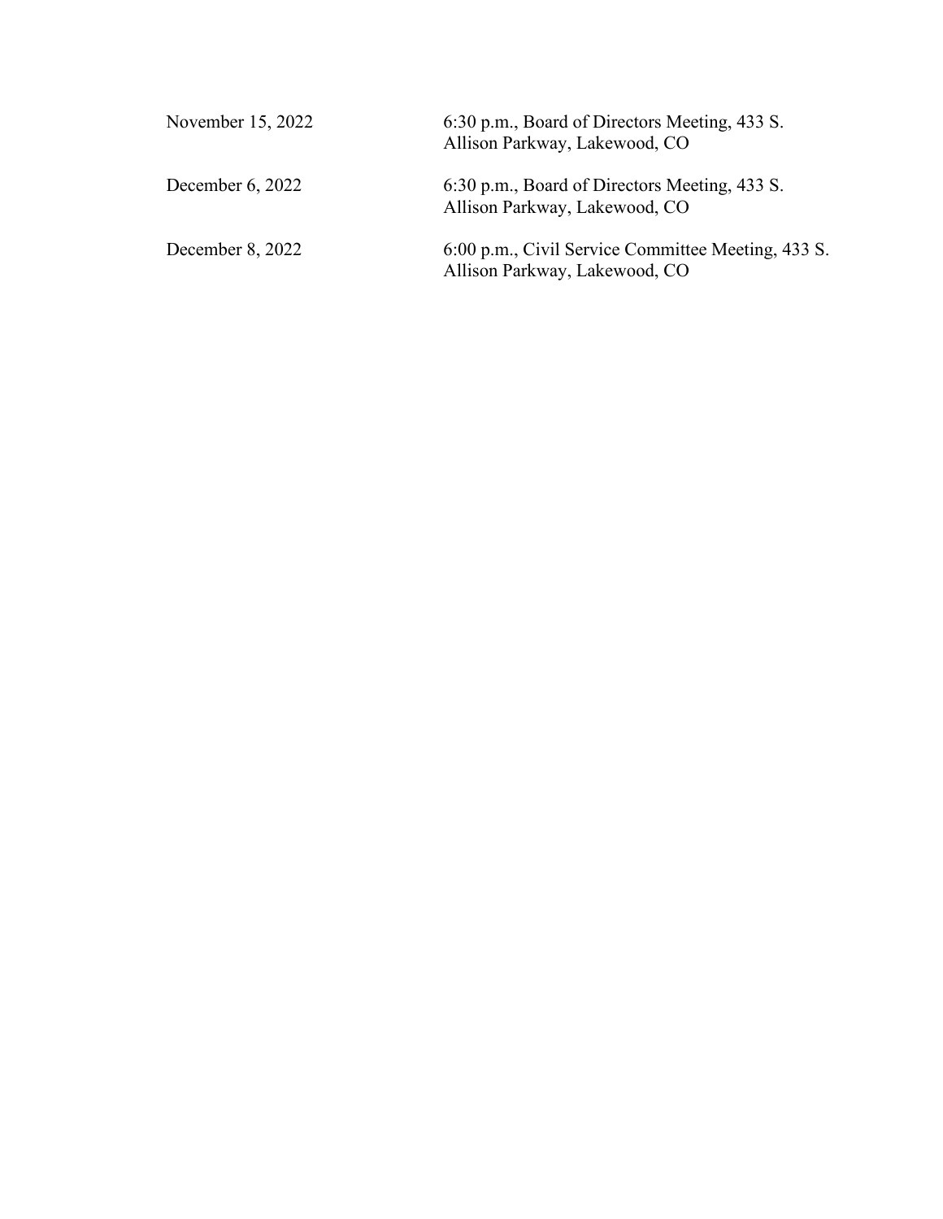| | |
|---|---|
| November 15, 2022 | 6:30 p.m., Board of Directors Meeting, 433 S. Allison Parkway, Lakewood, CO |
| December 6, 2022 | 6:30 p.m., Board of Directors Meeting, 433 S. Allison Parkway, Lakewood, CO |
| December 8, 2022 | 6:00 p.m., Civil Service Committee Meeting, 433 S. Allison Parkway, Lakewood, CO |